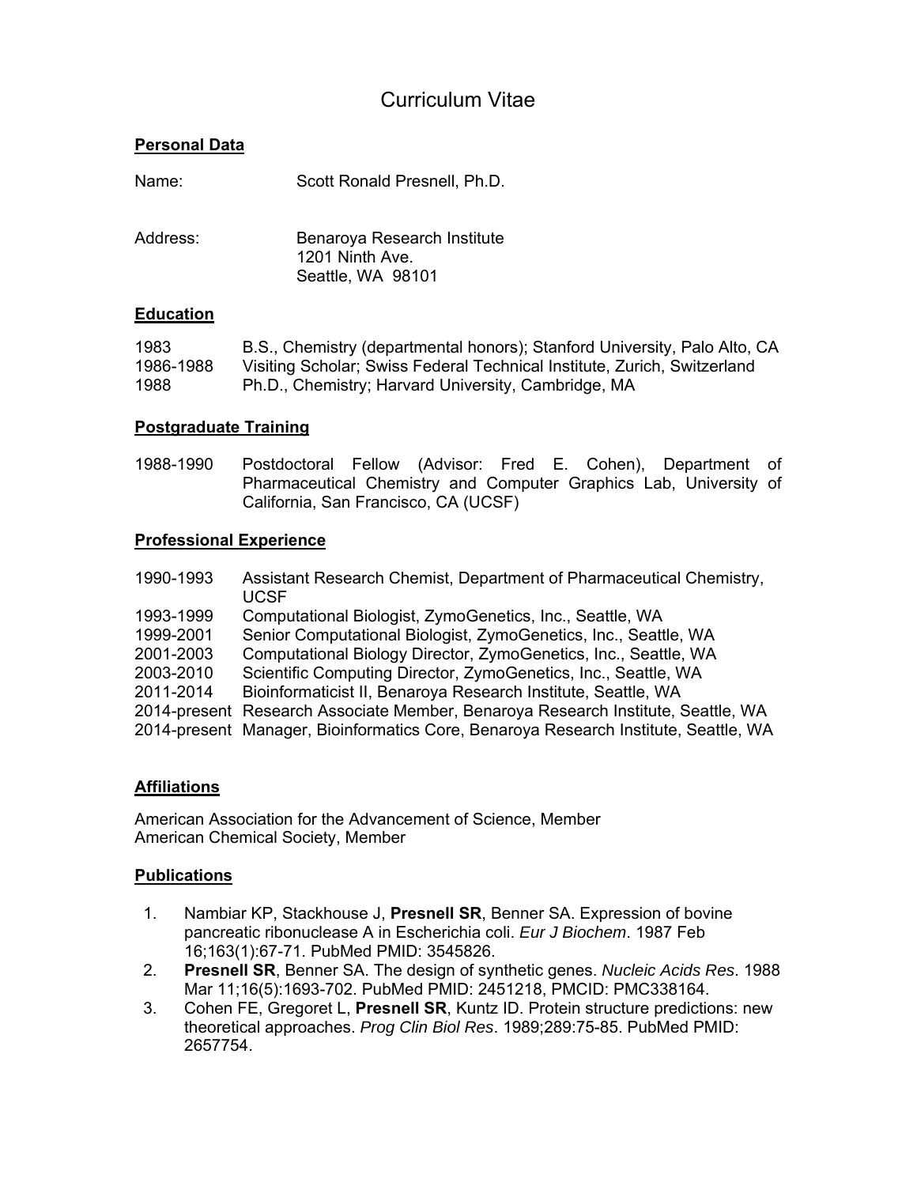# Curriculum Vitae

## Personal Data

Name: Scott Ronald Presnell, Ph.D.

Address: Benaroya Research Institute
1201 Ninth Ave.
Seattle, WA 98101

## Education

1983 B.S., Chemistry (departmental honors); Stanford University, Palo Alto, CA
1986-1988 Visiting Scholar; Swiss Federal Technical Institute, Zurich, Switzerland
1988 Ph.D., Chemistry; Harvard University, Cambridge, MA

## Postgraduate Training

1988-1990 Postdoctoral Fellow (Advisor: Fred E. Cohen), Department of Pharmaceutical Chemistry and Computer Graphics Lab, University of California, San Francisco, CA (UCSF)

## Professional Experience

1990-1993 Assistant Research Chemist, Department of Pharmaceutical Chemistry, UCSF
1993-1999 Computational Biologist, ZymoGenetics, Inc., Seattle, WA
1999-2001 Senior Computational Biologist, ZymoGenetics, Inc., Seattle, WA
2001-2003 Computational Biology Director, ZymoGenetics, Inc., Seattle, WA
2003-2010 Scientific Computing Director, ZymoGenetics, Inc., Seattle, WA
2011-2014 Bioinformaticist II, Benaroya Research Institute, Seattle, WA
2014-present Research Associate Member, Benaroya Research Institute, Seattle, WA
2014-present Manager, Bioinformatics Core, Benaroya Research Institute, Seattle, WA

## Affiliations

American Association for the Advancement of Science, Member
American Chemical Society, Member

## Publications

1. Nambiar KP, Stackhouse J, **Presnell SR**, Benner SA. Expression of bovine pancreatic ribonuclease A in Escherichia coli. *Eur J Biochem*. 1987 Feb 16;163(1):67-71. PubMed PMID: 3545826.
2. **Presnell SR**, Benner SA. The design of synthetic genes. *Nucleic Acids Res*. 1988 Mar 11;16(5):1693-702. PubMed PMID: 2451218, PMCID: PMC338164.
3. Cohen FE, Gregoret L, **Presnell SR**, Kuntz ID. Protein structure predictions: new theoretical approaches. *Prog Clin Biol Res*. 1989;289:75-85. PubMed PMID: 2657754.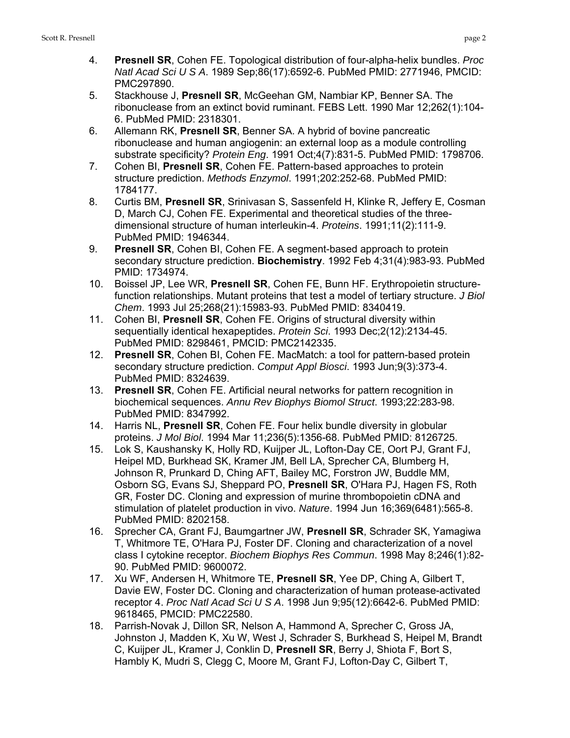4. **Presnell SR**, Cohen FE. Topological distribution of four-alpha-helix bundles. *Proc Natl Acad Sci U S A*. 1989 Sep;86(17):6592-6. PubMed PMID: 2771946, PMCID: PMC297890.
5. Stackhouse J, **Presnell SR**, McGeehan GM, Nambiar KP, Benner SA. The ribonuclease from an extinct bovid ruminant. FEBS Lett. 1990 Mar 12;262(1):104-6. PubMed PMID: 2318301.
6. Allemann RK, **Presnell SR**, Benner SA. A hybrid of bovine pancreatic ribonuclease and human angiogenin: an external loop as a module controlling substrate specificity? *Protein Eng*. 1991 Oct;4(7):831-5. PubMed PMID: 1798706.
7. Cohen BI, **Presnell SR**, Cohen FE. Pattern-based approaches to protein structure prediction. *Methods Enzymol*. 1991;202:252-68. PubMed PMID: 1784177.
8. Curtis BM, **Presnell SR**, Srinivasan S, Sassenfeld H, Klinke R, Jeffery E, Cosman D, March CJ, Cohen FE. Experimental and theoretical studies of the three-dimensional structure of human interleukin-4. *Proteins*. 1991;11(2):111-9. PubMed PMID: 1946344.
9. **Presnell SR**, Cohen BI, Cohen FE. A segment-based approach to protein secondary structure prediction. **Biochemistry**. 1992 Feb 4;31(4):983-93. PubMed PMID: 1734974.
10. Boissel JP, Lee WR, **Presnell SR**, Cohen FE, Bunn HF. Erythropoietin structure-function relationships. Mutant proteins that test a model of tertiary structure. *J Biol Chem*. 1993 Jul 25;268(21):15983-93. PubMed PMID: 8340419.
11. Cohen BI, **Presnell SR**, Cohen FE. Origins of structural diversity within sequentially identical hexapeptides. *Protein Sci*. 1993 Dec;2(12):2134-45. PubMed PMID: 8298461, PMCID: PMC2142335.
12. **Presnell SR**, Cohen BI, Cohen FE. MacMatch: a tool for pattern-based protein secondary structure prediction. *Comput Appl Biosci*. 1993 Jun;9(3):373-4. PubMed PMID: 8324639.
13. **Presnell SR**, Cohen FE. Artificial neural networks for pattern recognition in biochemical sequences. *Annu Rev Biophys Biomol Struct*. 1993;22:283-98. PubMed PMID: 8347992.
14. Harris NL, **Presnell SR**, Cohen FE. Four helix bundle diversity in globular proteins. *J Mol Biol*. 1994 Mar 11;236(5):1356-68. PubMed PMID: 8126725.
15. Lok S, Kaushansky K, Holly RD, Kuijper JL, Lofton-Day CE, Oort PJ, Grant FJ, Heipel MD, Burkhead SK, Kramer JM, Bell LA, Sprecher CA, Blumberg H, Johnson R, Prunkard D, Ching AFT, Bailey MC, Forstron JW, Buddle MM, Osborn SG, Evans SJ, Sheppard PO, **Presnell SR**, O'Hara PJ, Hagen FS, Roth GR, Foster DC. Cloning and expression of murine thrombopoietin cDNA and stimulation of platelet production in vivo. *Nature*. 1994 Jun 16;369(6481):565-8. PubMed PMID: 8202158.
16. Sprecher CA, Grant FJ, Baumgartner JW, **Presnell SR**, Schrader SK, Yamagiwa T, Whitmore TE, O'Hara PJ, Foster DF. Cloning and characterization of a novel class I cytokine receptor. *Biochem Biophys Res Commun*. 1998 May 8;246(1):82-90. PubMed PMID: 9600072.
17. Xu WF, Andersen H, Whitmore TE, **Presnell SR**, Yee DP, Ching A, Gilbert T, Davie EW, Foster DC. Cloning and characterization of human protease-activated receptor 4. *Proc Natl Acad Sci U S A*. 1998 Jun 9;95(12):6642-6. PubMed PMID: 9618465, PMCID: PMC22580.
18. Parrish-Novak J, Dillon SR, Nelson A, Hammond A, Sprecher C, Gross JA, Johnston J, Madden K, Xu W, West J, Schrader S, Burkhead S, Heipel M, Brandt C, Kuijper JL, Kramer J, Conklin D, **Presnell SR**, Berry J, Shiota F, Bort S, Hambly K, Mudri S, Clegg C, Moore M, Grant FJ, Lofton-Day C, Gilbert T,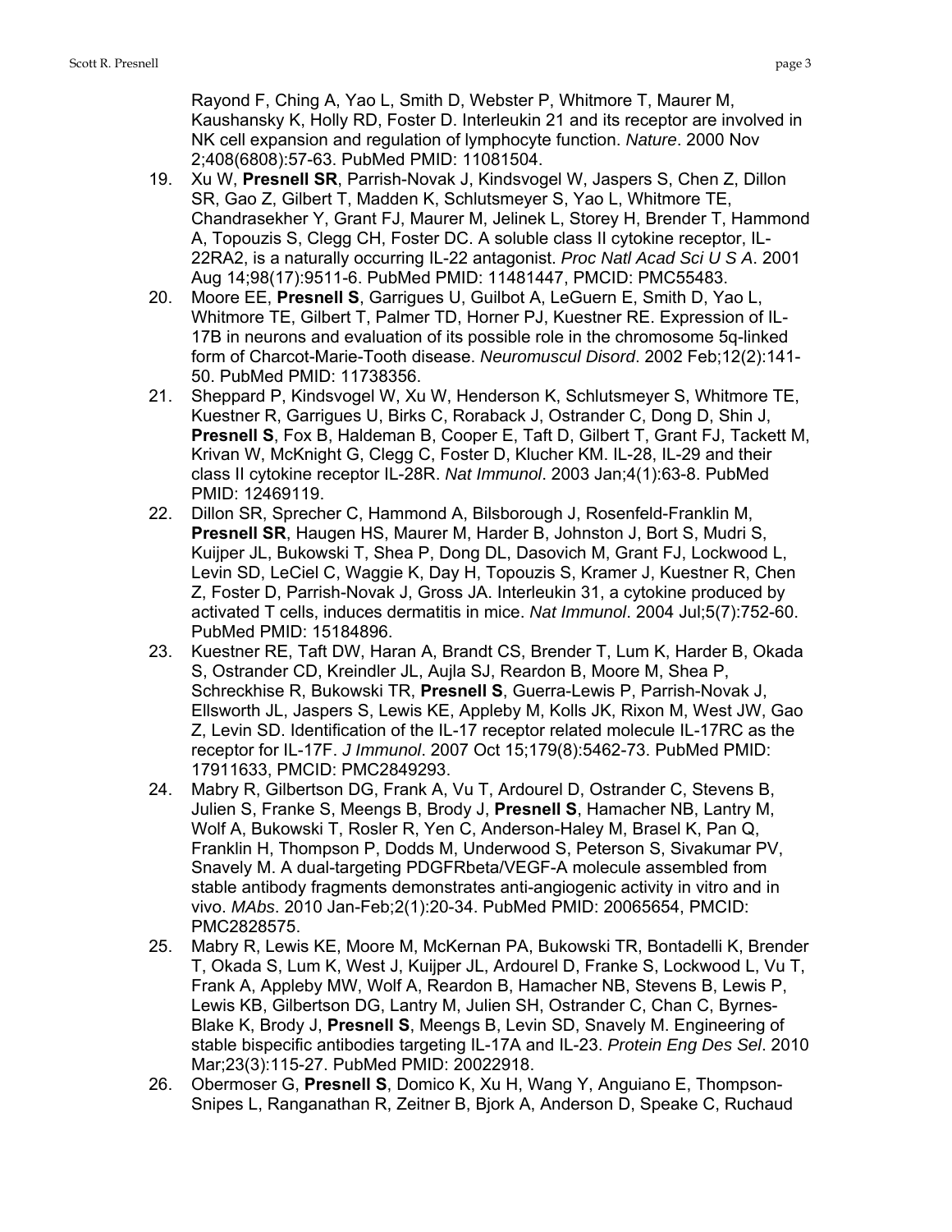Rayond F, Ching A, Yao L, Smith D, Webster P, Whitmore T, Maurer M, Kaushansky K, Holly RD, Foster D. Interleukin 21 and its receptor are involved in NK cell expansion and regulation of lymphocyte function. *Nature*. 2000 Nov 2;408(6808):57-63. PubMed PMID: 11081504.

19. Xu W, **Presnell SR**, Parrish-Novak J, Kindsvogel W, Jaspers S, Chen Z, Dillon SR, Gao Z, Gilbert T, Madden K, Schlutsmeyer S, Yao L, Whitmore TE, Chandrasekher Y, Grant FJ, Maurer M, Jelinek L, Storey H, Brender T, Hammond A, Topouzis S, Clegg CH, Foster DC. A soluble class II cytokine receptor, IL-22RA2, is a naturally occurring IL-22 antagonist. *Proc Natl Acad Sci U S A*. 2001 Aug 14;98(17):9511-6. PubMed PMID: 11481447, PMCID: PMC55483.
20. Moore EE, **Presnell S**, Garrigues U, Guilbot A, LeGuern E, Smith D, Yao L, Whitmore TE, Gilbert T, Palmer TD, Horner PJ, Kuestner RE. Expression of IL-17B in neurons and evaluation of its possible role in the chromosome 5q-linked form of Charcot-Marie-Tooth disease. *Neuromuscul Disord*. 2002 Feb;12(2):141-50. PubMed PMID: 11738356.
21. Sheppard P, Kindsvogel W, Xu W, Henderson K, Schlutsmeyer S, Whitmore TE, Kuestner R, Garrigues U, Birks C, Roraback J, Ostrander C, Dong D, Shin J, **Presnell S**, Fox B, Haldeman B, Cooper E, Taft D, Gilbert T, Grant FJ, Tackett M, Krivan W, McKnight G, Clegg C, Foster D, Klucher KM. IL-28, IL-29 and their class II cytokine receptor IL-28R. *Nat Immunol*. 2003 Jan;4(1):63-8. PubMed PMID: 12469119.
22. Dillon SR, Sprecher C, Hammond A, Bilsborough J, Rosenfeld-Franklin M, **Presnell SR**, Haugen HS, Maurer M, Harder B, Johnston J, Bort S, Mudri S, Kuijper JL, Bukowski T, Shea P, Dong DL, Dasovich M, Grant FJ, Lockwood L, Levin SD, LeCiel C, Waggie K, Day H, Topouzis S, Kramer J, Kuestner R, Chen Z, Foster D, Parrish-Novak J, Gross JA. Interleukin 31, a cytokine produced by activated T cells, induces dermatitis in mice. *Nat Immunol*. 2004 Jul;5(7):752-60. PubMed PMID: 15184896.
23. Kuestner RE, Taft DW, Haran A, Brandt CS, Brender T, Lum K, Harder B, Okada S, Ostrander CD, Kreindler JL, Aujla SJ, Reardon B, Moore M, Shea P, Schreckhise R, Bukowski TR, **Presnell S**, Guerra-Lewis P, Parrish-Novak J, Ellsworth JL, Jaspers S, Lewis KE, Appleby M, Kolls JK, Rixon M, West JW, Gao Z, Levin SD. Identification of the IL-17 receptor related molecule IL-17RC as the receptor for IL-17F. *J Immunol*. 2007 Oct 15;179(8):5462-73. PubMed PMID: 17911633, PMCID: PMC2849293.
24. Mabry R, Gilbertson DG, Frank A, Vu T, Ardourel D, Ostrander C, Stevens B, Julien S, Franke S, Meengs B, Brody J, **Presnell S**, Hamacher NB, Lantry M, Wolf A, Bukowski T, Rosler R, Yen C, Anderson-Haley M, Brasel K, Pan Q, Franklin H, Thompson P, Dodds M, Underwood S, Peterson S, Sivakumar PV, Snavely M. A dual-targeting PDGFRbeta/VEGF-A molecule assembled from stable antibody fragments demonstrates anti-angiogenic activity in vitro and in vivo. *MAbs*. 2010 Jan-Feb;2(1):20-34. PubMed PMID: 20065654, PMCID: PMC2828575.
25. Mabry R, Lewis KE, Moore M, McKernan PA, Bukowski TR, Bontadelli K, Brender T, Okada S, Lum K, West J, Kuijper JL, Ardourel D, Franke S, Lockwood L, Vu T, Frank A, Appleby MW, Wolf A, Reardon B, Hamacher NB, Stevens B, Lewis P, Lewis KB, Gilbertson DG, Lantry M, Julien SH, Ostrander C, Chan C, Byrnes-Blake K, Brody J, **Presnell S**, Meengs B, Levin SD, Snavely M. Engineering of stable bispecific antibodies targeting IL-17A and IL-23. *Protein Eng Des Sel*. 2010 Mar;23(3):115-27. PubMed PMID: 20022918.
26. Obermoser G, **Presnell S**, Domico K, Xu H, Wang Y, Anguiano E, Thompson-Snipes L, Ranganathan R, Zeitner B, Bjork A, Anderson D, Speake C, Ruchaud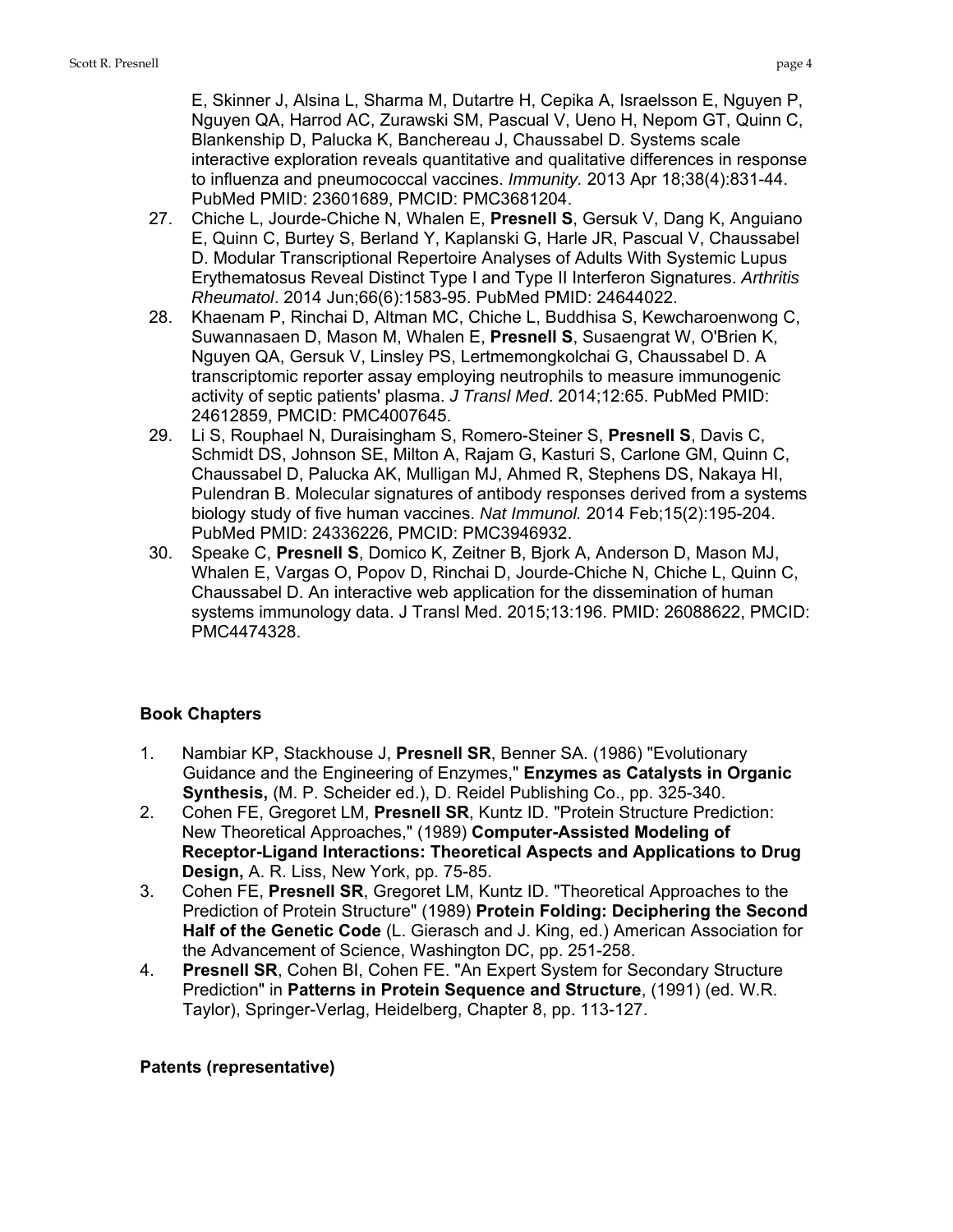E, Skinner J, Alsina L, Sharma M, Dutartre H, Cepika A, Israelsson E, Nguyen P, Nguyen QA, Harrod AC, Zurawski SM, Pascual V, Ueno H, Nepom GT, Quinn C, Blankenship D, Palucka K, Banchereau J, Chaussabel D. Systems scale interactive exploration reveals quantitative and qualitative differences in response to influenza and pneumococcal vaccines. *Immunity.* 2013 Apr 18;38(4):831-44. PubMed PMID: 23601689, PMCID: PMC3681204.

27. Chiche L, Jourde-Chiche N, Whalen E, **Presnell S**, Gersuk V, Dang K, Anguiano E, Quinn C, Burtey S, Berland Y, Kaplanski G, Harle JR, Pascual V, Chaussabel D. Modular Transcriptional Repertoire Analyses of Adults With Systemic Lupus Erythematosus Reveal Distinct Type I and Type II Interferon Signatures. *Arthritis Rheumatol*. 2014 Jun;66(6):1583-95. PubMed PMID: 24644022.
28. Khaenam P, Rinchai D, Altman MC, Chiche L, Buddhisa S, Kewcharoenwong C, Suwannasaen D, Mason M, Whalen E, **Presnell S**, Susaengrat W, O'Brien K, Nguyen QA, Gersuk V, Linsley PS, Lertmemongkolchai G, Chaussabel D. A transcriptomic reporter assay employing neutrophils to measure immunogenic activity of septic patients' plasma. *J Transl Med*. 2014;12:65. PubMed PMID: 24612859, PMCID: PMC4007645.
29. Li S, Rouphael N, Duraisingham S, Romero-Steiner S, **Presnell S**, Davis C, Schmidt DS, Johnson SE, Milton A, Rajam G, Kasturi S, Carlone GM, Quinn C, Chaussabel D, Palucka AK, Mulligan MJ, Ahmed R, Stephens DS, Nakaya HI, Pulendran B. Molecular signatures of antibody responses derived from a systems biology study of five human vaccines. *Nat Immunol.* 2014 Feb;15(2):195-204. PubMed PMID: 24336226, PMCID: PMC3946932.
30. Speake C, **Presnell S**, Domico K, Zeitner B, Bjork A, Anderson D, Mason MJ, Whalen E, Vargas O, Popov D, Rinchai D, Jourde-Chiche N, Chiche L, Quinn C, Chaussabel D. An interactive web application for the dissemination of human systems immunology data. J Transl Med. 2015;13:196. PMID: 26088622, PMCID: PMC4474328.

**Book Chapters**

1. Nambiar KP, Stackhouse J, **Presnell SR**, Benner SA. (1986) "Evolutionary Guidance and the Engineering of Enzymes," **Enzymes as Catalysts in Organic Synthesis,** (M. P. Scheider ed.), D. Reidel Publishing Co., pp. 325-340.
2. Cohen FE, Gregoret LM, **Presnell SR**, Kuntz ID. "Protein Structure Prediction: New Theoretical Approaches," (1989) **Computer-Assisted Modeling of Receptor-Ligand Interactions: Theoretical Aspects and Applications to Drug Design,** A. R. Liss, New York, pp. 75-85.
3. Cohen FE, **Presnell SR**, Gregoret LM, Kuntz ID. "Theoretical Approaches to the Prediction of Protein Structure" (1989) **Protein Folding: Deciphering the Second Half of the Genetic Code** (L. Gierasch and J. King, ed.) American Association for the Advancement of Science, Washington DC, pp. 251-258.
4. **Presnell SR**, Cohen BI, Cohen FE. "An Expert System for Secondary Structure Prediction" in **Patterns in Protein Sequence and Structure**, (1991) (ed. W.R. Taylor), Springer-Verlag, Heidelberg, Chapter 8, pp. 113-127.

**Patents (representative)**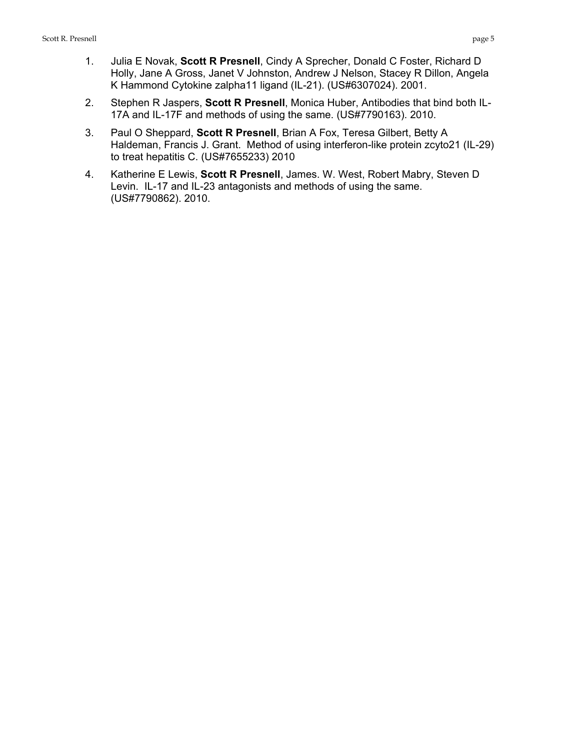1. Julia E Novak, **Scott R Presnell**, Cindy A Sprecher, Donald C Foster, Richard D Holly, Jane A Gross, Janet V Johnston, Andrew J Nelson, Stacey R Dillon, Angela K Hammond Cytokine zalpha11 ligand (IL-21). (US#6307024). 2001.
2. Stephen R Jaspers, **Scott R Presnell**, Monica Huber, Antibodies that bind both IL-17A and IL-17F and methods of using the same. (US#7790163). 2010.
3. Paul O Sheppard, **Scott R Presnell**, Brian A Fox, Teresa Gilbert, Betty A Haldeman, Francis J. Grant. Method of using interferon-like protein zcyto21 (IL-29) to treat hepatitis C. (US#7655233) 2010
4. Katherine E Lewis, **Scott R Presnell**, James. W. West, Robert Mabry, Steven D Levin. IL-17 and IL-23 antagonists and methods of using the same. (US#7790862). 2010.